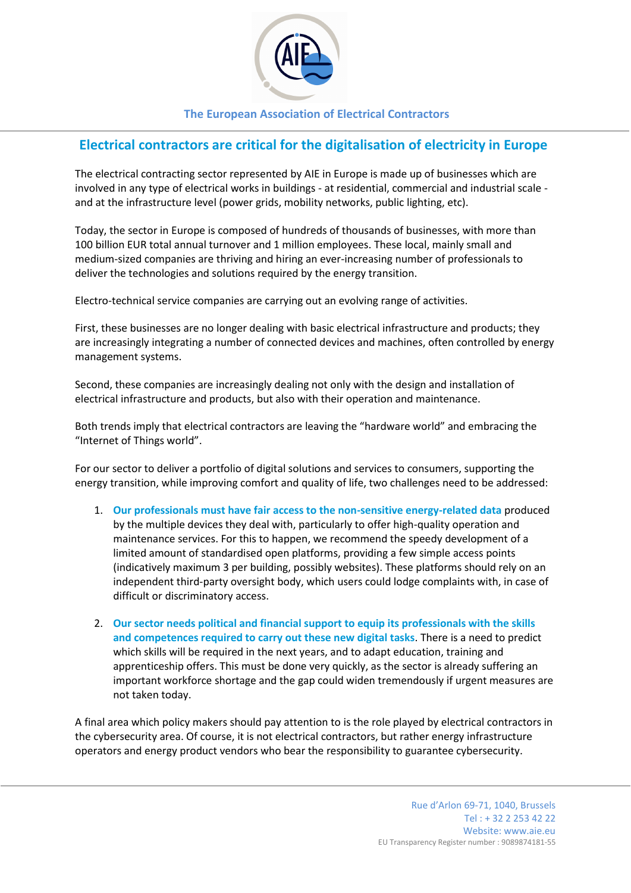The European Association of Electrical Contractors

# Electrical contractors are critical for the digitalisation of electricity in Europe

The electrical contracting sector represented by AIE in Europe is made up of businesses which are involved in any type of electrical works in buildings - at residential, commercial and industrial scale - and at the infrastructure level (power grids, mobility networks, public lighting, etc).

Today, the sector in Europe is composed of hundreds of thousands of businesses, with more than 100 billion EUR total annual turnover and 1 million employees. These local, mainly small and medium-sized companies are thriving and hiring an ever-increasing number of professionals to deliver the technologies and solutions required by the energy transition.

Electro-technical service companies are carrying out an evolving range of activities.

First, these businesses are no longer dealing with basic electrical infrastructure and products; they are increasingly integrating a number of connected devices and machines, often controlled by energy management systems.

Second, these companies are increasingly dealing not only with the design and installation of electrical infrastructure and products, but also with their operation and maintenance.

Both trends imply that electrical contractors are leaving the "hardware world" and embracing the "Internet of Things world".

For our sector to deliver a portfolio of digital solutions and services to consumers, supporting the energy transition, while improving comfort and quality of life, two challenges need to be addressed:

1. **Our professionals must have fair access to the non-sensitive energy-related data** produced by the multiple devices they deal with, particularly to offer high-quality operation and maintenance services. For this to happen, we recommend the speedy development of a limited amount of standardised open platforms, providing a few simple access points (indicatively maximum 3 per building, possibly websites). These platforms should rely on an independent third-party oversight body, which users could lodge complaints with, in case of difficult or discriminatory access.

2. **Our sector needs political and financial support to equip its professionals with the skills and competences required to carry out these new digital tasks**. There is a need to predict which skills will be required in the next years, and to adapt education, training and apprenticeship offers. This must be done very quickly, as the sector is already suffering an important workforce shortage and the gap could widen tremendously if urgent measures are not taken today.

A final area which policy makers should pay attention to is the role played by electrical contractors in the cybersecurity area. Of course, it is not electrical contractors, but rather energy infrastructure operators and energy product vendors who bear the responsibility to guarantee cybersecurity.

Rue d'Arlon 69-71, 1040, Brussels
Tel : + 32 2 253 42 22
Website: www.aie.eu
EU Transparency Register number : 9089874181-55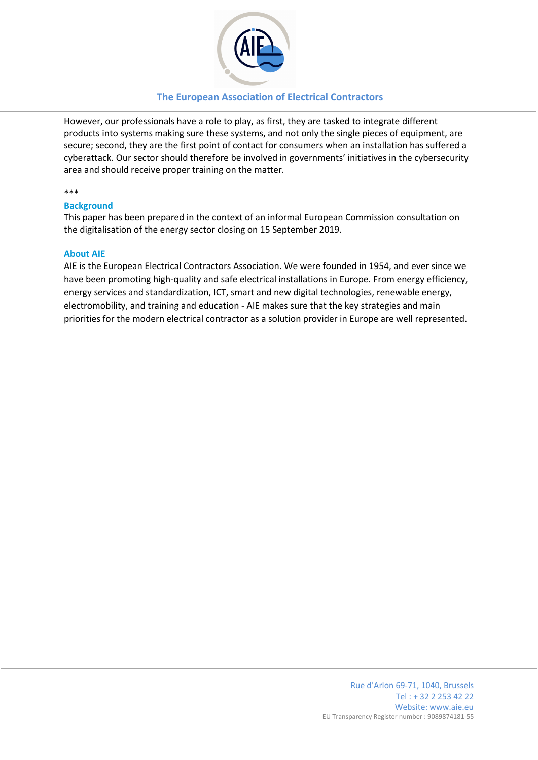However, our professionals have a role to play, as first, they are tasked to integrate different products into systems making sure these systems, and not only the single pieces of equipment, are secure; second, they are the first point of contact for consumers when an installation has suffered a cyberattack. Our sector should therefore be involved in governments' initiatives in the cybersecurity area and should receive proper training on the matter.

***

## Background

This paper has been prepared in the context of an informal European Commission consultation on the digitalisation of the energy sector closing on 15 September 2019.

## About AIE

AIE is the European Electrical Contractors Association. We were founded in 1954, and ever since we have been promoting high-quality and safe electrical installations in Europe. From energy efficiency, energy services and standardization, ICT, smart and new digital technologies, renewable energy, electromobility, and training and education - AIE makes sure that the key strategies and main priorities for the modern electrical contractor as a solution provider in Europe are well represented.